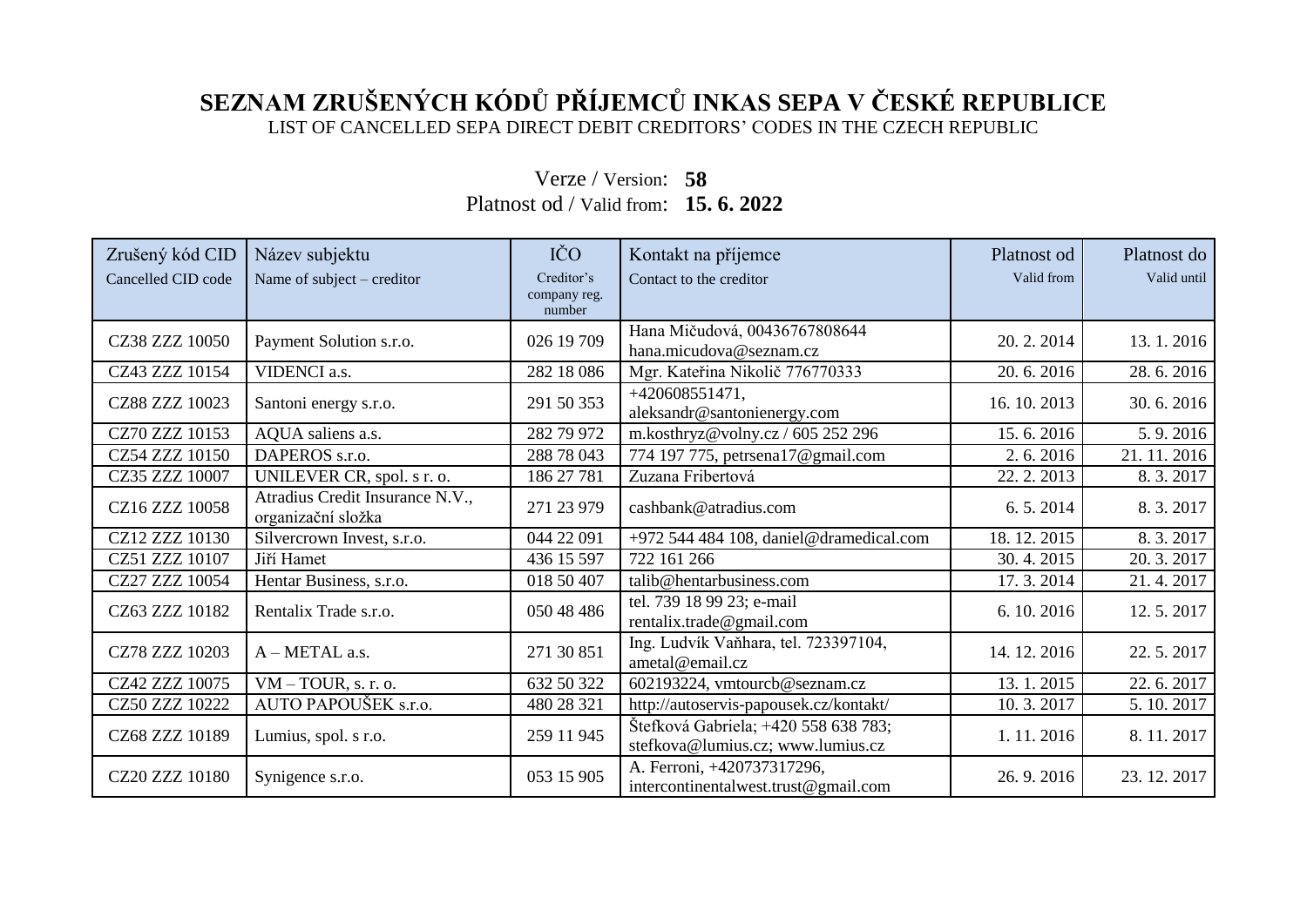# SEZNAM ZRUŠENÝCH KÓDŮ PŘÍJEMCŮ INKAS SEPA V ČESKÉ REPUBLICE

LIST OF CANCELLED SEPA DIRECT DEBIT CREDITORS' CODES IN THE CZECH REPUBLIC

Verze / Version: **58**

Platnost od / Valid from: **15. 6. 2022**

| Zrušený kód CID<br>Cancelled CID code | Název subjektu<br>Name of subject – creditor | IČO<br>Creditor's company reg. number | Kontakt na příjemce<br>Contact to the creditor | Platnost od<br>Valid from | Platnost do<br>Valid until |
|---|---|---|---|---|---|
| CZ38 ZZZ 10050 | Payment Solution s.r.o. | 026 19 709 | Hana Mičudová, 00436767808644 hana.micudova@seznam.cz | 20. 2. 2014 | 13. 1. 2016 |
| CZ43 ZZZ 10154 | VIDENCI a.s. | 282 18 086 | Mgr. Kateřina Nikolič 776770333 | 20. 6. 2016 | 28. 6. 2016 |
| CZ88 ZZZ 10023 | Santoni energy s.r.o. | 291 50 353 | +420608551471, aleksandr@santonienergy.com | 16. 10. 2013 | 30. 6. 2016 |
| CZ70 ZZZ 10153 | AQUA saliens a.s. | 282 79 972 | m.kosthryz@volny.cz / 605 252 296 | 15. 6. 2016 | 5. 9. 2016 |
| CZ54 ZZZ 10150 | DAPEROS s.r.o. | 288 78 043 | 774 197 775, petrsena17@gmail.com | 2. 6. 2016 | 21. 11. 2016 |
| CZ35 ZZZ 10007 | UNILEVER CR, spol. s r. o. | 186 27 781 | Zuzana Fribertová | 22. 2. 2013 | 8. 3. 2017 |
| CZ16 ZZZ 10058 | Atradius Credit Insurance N.V., organizační složka | 271 23 979 | cashbank@atradius.com | 6. 5. 2014 | 8. 3. 2017 |
| CZ12 ZZZ 10130 | Silvercrown Invest, s.r.o. | 044 22 091 | +972 544 484 108, daniel@dramedical.com | 18. 12. 2015 | 8. 3. 2017 |
| CZ51 ZZZ 10107 | Jiří Hamet | 436 15 597 | 722 161 266 | 30. 4. 2015 | 20. 3. 2017 |
| CZ27 ZZZ 10054 | Hentar Business, s.r.o. | 018 50 407 | talib@hentarbusiness.com | 17. 3. 2014 | 21. 4. 2017 |
| CZ63 ZZZ 10182 | Rentalix Trade s.r.o. | 050 48 486 | tel. 739 18 99 23; e-mail rentalix.trade@gmail.com | 6. 10. 2016 | 12. 5. 2017 |
| CZ78 ZZZ 10203 | A – METAL a.s. | 271 30 851 | Ing. Ludvík Vaňhara, tel. 723397104, ametal@email.cz | 14. 12. 2016 | 22. 5. 2017 |
| CZ42 ZZZ 10075 | VM – TOUR, s. r. o. | 632 50 322 | 602193224, vmtourcb@seznam.cz | 13. 1. 2015 | 22. 6. 2017 |
| CZ50 ZZZ 10222 | AUTO PAPOUŠEK s.r.o. | 480 28 321 | http://autoservis-papousek.cz/kontakt/ | 10. 3. 2017 | 5. 10. 2017 |
| CZ68 ZZZ 10189 | Lumius, spol. s r.o. | 259 11 945 | Štefková Gabriela; +420 558 638 783; stefkova@lumius.cz; www.lumius.cz | 1. 11. 2016 | 8. 11. 2017 |
| CZ20 ZZZ 10180 | Synigence s.r.o. | 053 15 905 | A. Ferroni, +420737317296, intercontinentalwest.trust@gmail.com | 26. 9. 2016 | 23. 12. 2017 |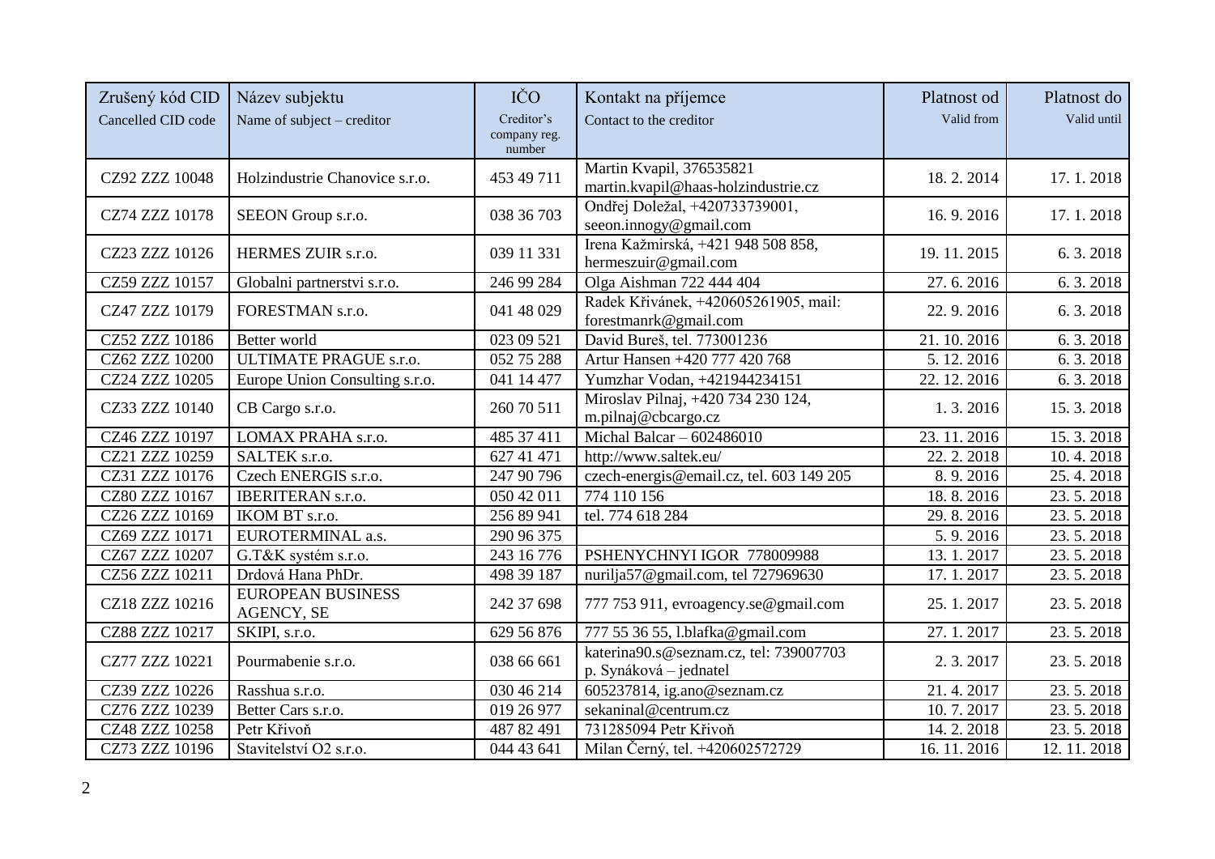| Zrušený kód CID<br>Cancelled CID code | Název subjektu<br>Name of subject – creditor | IČO<br>Creditor's company reg. number | Kontakt na příjemce<br>Contact to the creditor | Platnost od<br>Valid from | Platnost do<br>Valid until |
|---|---|---|---|---|---|
| CZ92 ZZZ 10048 | Holzindustrie Chanovice s.r.o. | 453 49 711 | Martin Kvapil, 376535821 martin.kvapil@haas-holzindustrie.cz | 18. 2. 2014 | 17. 1. 2018 |
| CZ74 ZZZ 10178 | SEEON Group s.r.o. | 038 36 703 | Ondřej Doležal, +420733739001, seeon.innogy@gmail.com | 16. 9. 2016 | 17. 1. 2018 |
| CZ23 ZZZ 10126 | HERMES ZUIR s.r.o. | 039 11 331 | Irena Kažmirská, +421 948 508 858, hermeszuir@gmail.com | 19. 11. 2015 | 6. 3. 2018 |
| CZ59 ZZZ 10157 | Globalni partnerstvi s.r.o. | 246 99 284 | Olga Aishman 722 444 404 | 27. 6. 2016 | 6. 3. 2018 |
| CZ47 ZZZ 10179 | FORESTMAN s.r.o. | 041 48 029 | Radek Křivánek, +420605261905, mail: forestmanrk@gmail.com | 22. 9. 2016 | 6. 3. 2018 |
| CZ52 ZZZ 10186 | Better world | 023 09 521 | David Bureš, tel. 773001236 | 21. 10. 2016 | 6. 3. 2018 |
| CZ62 ZZZ 10200 | ULTIMATE PRAGUE s.r.o. | 052 75 288 | Artur Hansen +420 777 420 768 | 5. 12. 2016 | 6. 3. 2018 |
| CZ24 ZZZ 10205 | Europe Union Consulting s.r.o. | 041 14 477 | Yumzhar Vodan, +421944234151 | 22. 12. 2016 | 6. 3. 2018 |
| CZ33 ZZZ 10140 | CB Cargo s.r.o. | 260 70 511 | Miroslav Pilnaj, +420 734 230 124, m.pilnaj@cbcargo.cz | 1. 3. 2016 | 15. 3. 2018 |
| CZ46 ZZZ 10197 | LOMAX PRAHA s.r.o. | 485 37 411 | Michal Balcar – 602486010 | 23. 11. 2016 | 15. 3. 2018 |
| CZ21 ZZZ 10259 | SALTEK s.r.o. | 627 41 471 | http://www.saltek.eu/ | 22. 2. 2018 | 10. 4. 2018 |
| CZ31 ZZZ 10176 | Czech ENERGIS s.r.o. | 247 90 796 | czech-energis@email.cz, tel. 603 149 205 | 8. 9. 2016 | 25. 4. 2018 |
| CZ80 ZZZ 10167 | IBERITERAN s.r.o. | 050 42 011 | 774 110 156 | 18. 8. 2016 | 23. 5. 2018 |
| CZ26 ZZZ 10169 | IKOM BT s.r.o. | 256 89 941 | tel. 774 618 284 | 29. 8. 2016 | 23. 5. 2018 |
| CZ69 ZZZ 10171 | EUROTERMINAL a.s. | 290 96 375 | | 5. 9. 2016 | 23. 5. 2018 |
| CZ67 ZZZ 10207 | G.T&K systém s.r.o. | 243 16 776 | PSHENYCHNYI IGOR 778009988 | 13. 1. 2017 | 23. 5. 2018 |
| CZ56 ZZZ 10211 | Drdová Hana PhDr. | 498 39 187 | nurilja57@gmail.com, tel 727969630 | 17. 1. 2017 | 23. 5. 2018 |
| CZ18 ZZZ 10216 | EUROPEAN BUSINESS AGENCY, SE | 242 37 698 | 777 753 911, evroagency.se@gmail.com | 25. 1. 2017 | 23. 5. 2018 |
| CZ88 ZZZ 10217 | SKIPI, s.r.o. | 629 56 876 | 777 55 36 55, l.blafka@gmail.com | 27. 1. 2017 | 23. 5. 2018 |
| CZ77 ZZZ 10221 | Pourmabenie s.r.o. | 038 66 661 | katerina90.s@seznam.cz, tel: 739007703 p. Synáková – jednatel | 2. 3. 2017 | 23. 5. 2018 |
| CZ39 ZZZ 10226 | Rasshua s.r.o. | 030 46 214 | 605237814, ig.ano@seznam.cz | 21. 4. 2017 | 23. 5. 2018 |
| CZ76 ZZZ 10239 | Better Cars s.r.o. | 019 26 977 | sekaninal@centrum.cz | 10. 7. 2017 | 23. 5. 2018 |
| CZ48 ZZZ 10258 | Petr Křivoň | 487 82 491 | 731285094 Petr Křivoň | 14. 2. 2018 | 23. 5. 2018 |
| CZ73 ZZZ 10196 | Stavitelství O2 s.r.o. | 044 43 641 | Milan Černý, tel. +420602572729 | 16. 11. 2016 | 12. 11. 2018 |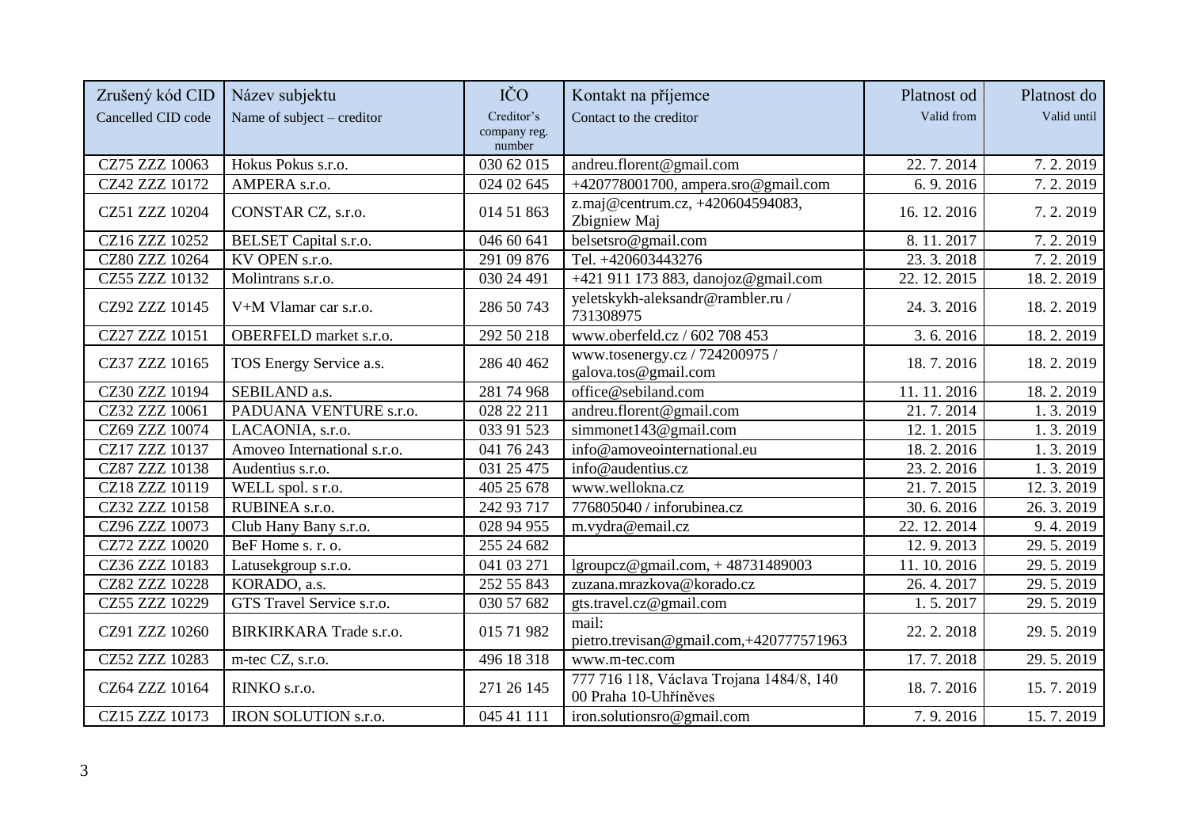| Zrušený kód CID<br>Cancelled CID code | Název subjektu<br>Name of subject – creditor | IČO<br>Creditor's company reg. number | Kontakt na příjemce<br>Contact to the creditor | Platnost od<br>Valid from | Platnost do<br>Valid until |
|---|---|---|---|---|---|
| CZ75 ZZZ 10063 | Hokus Pokus s.r.o. | 030 62 015 | andreu.florent@gmail.com | 22. 7. 2014 | 7. 2. 2019 |
| CZ42 ZZZ 10172 | AMPERA s.r.o. | 024 02 645 | +420778001700, ampera.sro@gmail.com | 6. 9. 2016 | 7. 2. 2019 |
| CZ51 ZZZ 10204 | CONSTAR CZ, s.r.o. | 014 51 863 | z.maj@centrum.cz, +420604594083, Zbigniew Maj | 16. 12. 2016 | 7. 2. 2019 |
| CZ16 ZZZ 10252 | BELSET Capital s.r.o. | 046 60 641 | belsetsro@gmail.com | 8. 11. 2017 | 7. 2. 2019 |
| CZ80 ZZZ 10264 | KV OPEN s.r.o. | 291 09 876 | Tel. +420603443276 | 23. 3. 2018 | 7. 2. 2019 |
| CZ55 ZZZ 10132 | Molintrans s.r.o. | 030 24 491 | +421 911 173 883, danojoz@gmail.com | 22. 12. 2015 | 18. 2. 2019 |
| CZ92 ZZZ 10145 | V+M Vlamar car s.r.o. | 286 50 743 | yeletskykh-aleksandr@rambler.ru / 731308975 | 24. 3. 2016 | 18. 2. 2019 |
| CZ27 ZZZ 10151 | OBERFELD market s.r.o. | 292 50 218 | www.oberfeld.cz / 602 708 453 | 3. 6. 2016 | 18. 2. 2019 |
| CZ37 ZZZ 10165 | TOS Energy Service a.s. | 286 40 462 | www.tosenergy.cz / 724200975 / galova.tos@gmail.com | 18. 7. 2016 | 18. 2. 2019 |
| CZ30 ZZZ 10194 | SEBILAND a.s. | 281 74 968 | office@sebiland.com | 11. 11. 2016 | 18. 2. 2019 |
| CZ32 ZZZ 10061 | PADUANA VENTURE s.r.o. | 028 22 211 | andreu.florent@gmail.com | 21. 7. 2014 | 1. 3. 2019 |
| CZ69 ZZZ 10074 | LACAONIA, s.r.o. | 033 91 523 | simmonet143@gmail.com | 12. 1. 2015 | 1. 3. 2019 |
| CZ17 ZZZ 10137 | Amoveo International s.r.o. | 041 76 243 | info@amoveointernational.eu | 18. 2. 2016 | 1. 3. 2019 |
| CZ87 ZZZ 10138 | Audentius s.r.o. | 031 25 475 | info@audentius.cz | 23. 2. 2016 | 1. 3. 2019 |
| CZ18 ZZZ 10119 | WELL spol. s r.o. | 405 25 678 | www.wellokna.cz | 21. 7. 2015 | 12. 3. 2019 |
| CZ32 ZZZ 10158 | RUBINEA s.r.o. | 242 93 717 | 776805040 / inforubinea.cz | 30. 6. 2016 | 26. 3. 2019 |
| CZ96 ZZZ 10073 | Club Hany Bany s.r.o. | 028 94 955 | m.vydra@email.cz | 22. 12. 2014 | 9. 4. 2019 |
| CZ72 ZZZ 10020 | BeF Home s. r. o. | 255 24 682 | | 12. 9. 2013 | 29. 5. 2019 |
| CZ36 ZZZ 10183 | Latusekgroup s.r.o. | 041 03 271 | lgroupcz@gmail.com, + 48731489003 | 11. 10. 2016 | 29. 5. 2019 |
| CZ82 ZZZ 10228 | KORADO, a.s. | 252 55 843 | zuzana.mrazkova@korado.cz | 26. 4. 2017 | 29. 5. 2019 |
| CZ55 ZZZ 10229 | GTS Travel Service s.r.o. | 030 57 682 | gts.travel.cz@gmail.com | 1. 5. 2017 | 29. 5. 2019 |
| CZ91 ZZZ 10260 | BIRKIRKARA Trade s.r.o. | 015 71 982 | mail: pietro.trevisan@gmail.com,+420777571963 | 22. 2. 2018 | 29. 5. 2019 |
| CZ52 ZZZ 10283 | m-tec CZ, s.r.o. | 496 18 318 | www.m-tec.com | 17. 7. 2018 | 29. 5. 2019 |
| CZ64 ZZZ 10164 | RINKO s.r.o. | 271 26 145 | 777 716 118, Václava Trojana 1484/8, 140 00 Praha 10-Uhříněves | 18. 7. 2016 | 15. 7. 2019 |
| CZ15 ZZZ 10173 | IRON SOLUTION s.r.o. | 045 41 111 | iron.solutionsro@gmail.com | 7. 9. 2016 | 15. 7. 2019 |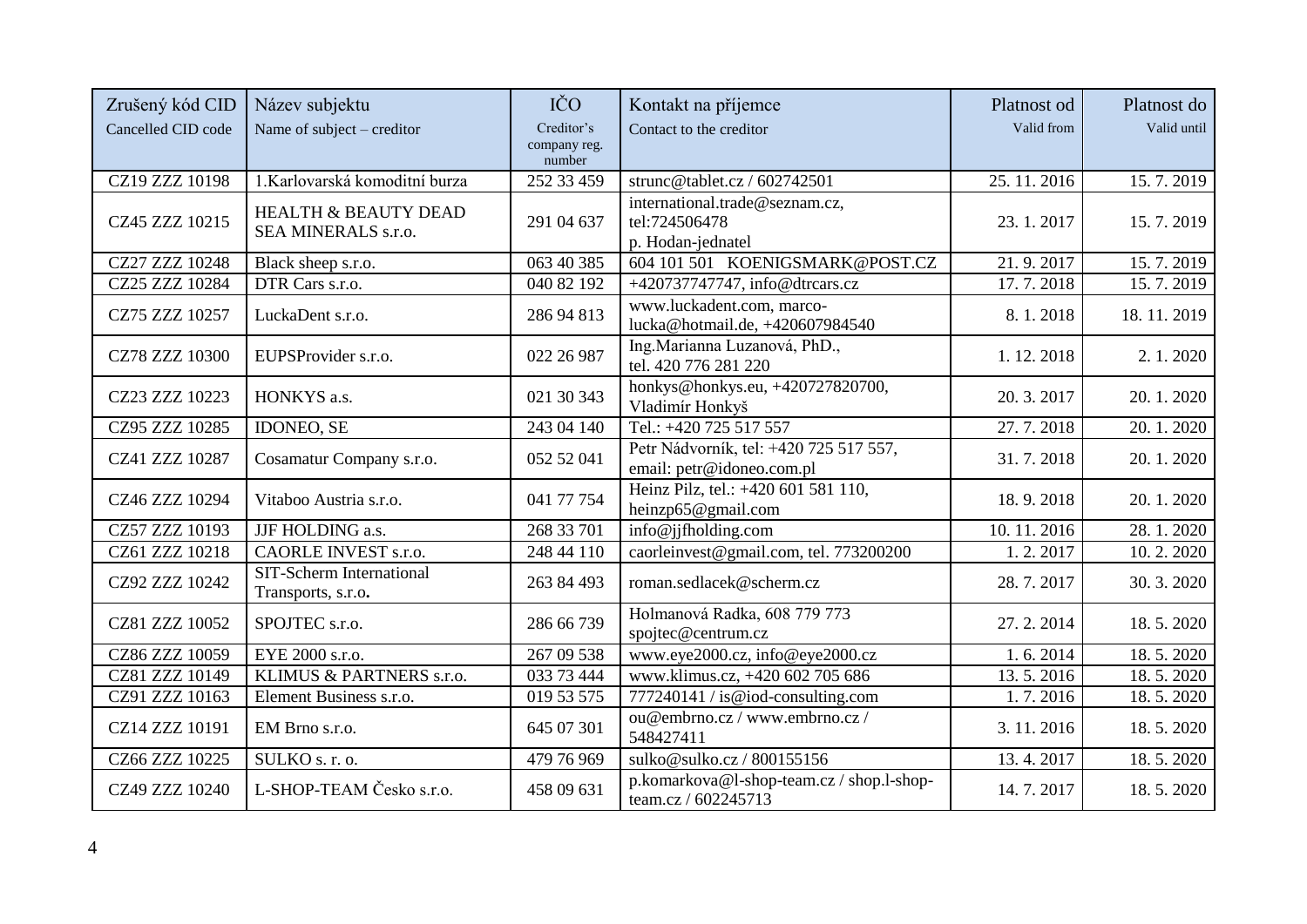| Zrušený kód CID<br>Cancelled CID code | Název subjektu<br>Name of subject – creditor | IČO<br>Creditor's company reg. number | Kontakt na příjemce<br>Contact to the creditor | Platnost od<br>Valid from | Platnost do<br>Valid until |
|---|---|---|---|---|---|
| CZ19 ZZZ 10198 | 1.Karlovarská komoditní burza | 252 33 459 | strunc@tablet.cz / 602742501 | 25. 11. 2016 | 15. 7. 2019 |
| CZ45 ZZZ 10215 | HEALTH & BEAUTY DEAD SEA MINERALS s.r.o. | 291 04 637 | international.trade@seznam.cz, tel:724506478 p. Hodan-jednatel | 23. 1. 2017 | 15. 7. 2019 |
| CZ27 ZZZ 10248 | Black sheep s.r.o. | 063 40 385 | 604 101 501 KOENIGSMARK@POST.CZ | 21. 9. 2017 | 15. 7. 2019 |
| CZ25 ZZZ 10284 | DTR Cars s.r.o. | 040 82 192 | +420737747747, info@dtrcars.cz | 17. 7. 2018 | 15. 7. 2019 |
| CZ75 ZZZ 10257 | LuckaDent s.r.o. | 286 94 813 | www.luckadent.com, marco-lucka@hotmail.de, +420607984540 | 8. 1. 2018 | 18. 11. 2019 |
| CZ78 ZZZ 10300 | EUPSProvider s.r.o. | 022 26 987 | Ing.Marianna Luzanová, PhD., tel. 420 776 281 220 | 1. 12. 2018 | 2. 1. 2020 |
| CZ23 ZZZ 10223 | HONKYS a.s. | 021 30 343 | honkys@honkys.eu, +420727820700, Vladimír Honkyš | 20. 3. 2017 | 20. 1. 2020 |
| CZ95 ZZZ 10285 | IDONEO, SE | 243 04 140 | Tel.: +420 725 517 557 | 27. 7. 2018 | 20. 1. 2020 |
| CZ41 ZZZ 10287 | Cosamatur Company s.r.o. | 052 52 041 | Petr Nádvorník, tel: +420 725 517 557, email: petr@idoneo.com.pl | 31. 7. 2018 | 20. 1. 2020 |
| CZ46 ZZZ 10294 | Vitaboo Austria s.r.o. | 041 77 754 | Heinz Pilz, tel.: +420 601 581 110, heinzp65@gmail.com | 18. 9. 2018 | 20. 1. 2020 |
| CZ57 ZZZ 10193 | JJF HOLDING a.s. | 268 33 701 | info@jjfholding.com | 10. 11. 2016 | 28. 1. 2020 |
| CZ61 ZZZ 10218 | CAORLE INVEST s.r.o. | 248 44 110 | caorleinvest@gmail.com, tel. 773200200 | 1. 2. 2017 | 10. 2. 2020 |
| CZ92 ZZZ 10242 | SIT-Scherm International Transports, s.r.o**.** | 263 84 493 | roman.sedlacek@scherm.cz | 28. 7. 2017 | 30. 3. 2020 |
| CZ81 ZZZ 10052 | SPOJTEC s.r.o. | 286 66 739 | Holmanová Radka, 608 779 773 spojtec@centrum.cz | 27. 2. 2014 | 18. 5. 2020 |
| CZ86 ZZZ 10059 | EYE 2000 s.r.o. | 267 09 538 | www.eye2000.cz, info@eye2000.cz | 1. 6. 2014 | 18. 5. 2020 |
| CZ81 ZZZ 10149 | KLIMUS & PARTNERS s.r.o. | 033 73 444 | www.klimus.cz, +420 602 705 686 | 13. 5. 2016 | 18. 5. 2020 |
| CZ91 ZZZ 10163 | Element Business s.r.o. | 019 53 575 | 777240141 / is@iod-consulting.com | 1. 7. 2016 | 18. 5. 2020 |
| CZ14 ZZZ 10191 | EM Brno s.r.o. | 645 07 301 | ou@embrno.cz / www.embrno.cz / 548427411 | 3. 11. 2016 | 18. 5. 2020 |
| CZ66 ZZZ 10225 | SULKO s. r. o. | 479 76 969 | sulko@sulko.cz / 800155156 | 13. 4. 2017 | 18. 5. 2020 |
| CZ49 ZZZ 10240 | L-SHOP-TEAM Česko s.r.o. | 458 09 631 | p.komarkova@l-shop-team.cz / shop.l-shop-team.cz / 602245713 | 14. 7. 2017 | 18. 5. 2020 |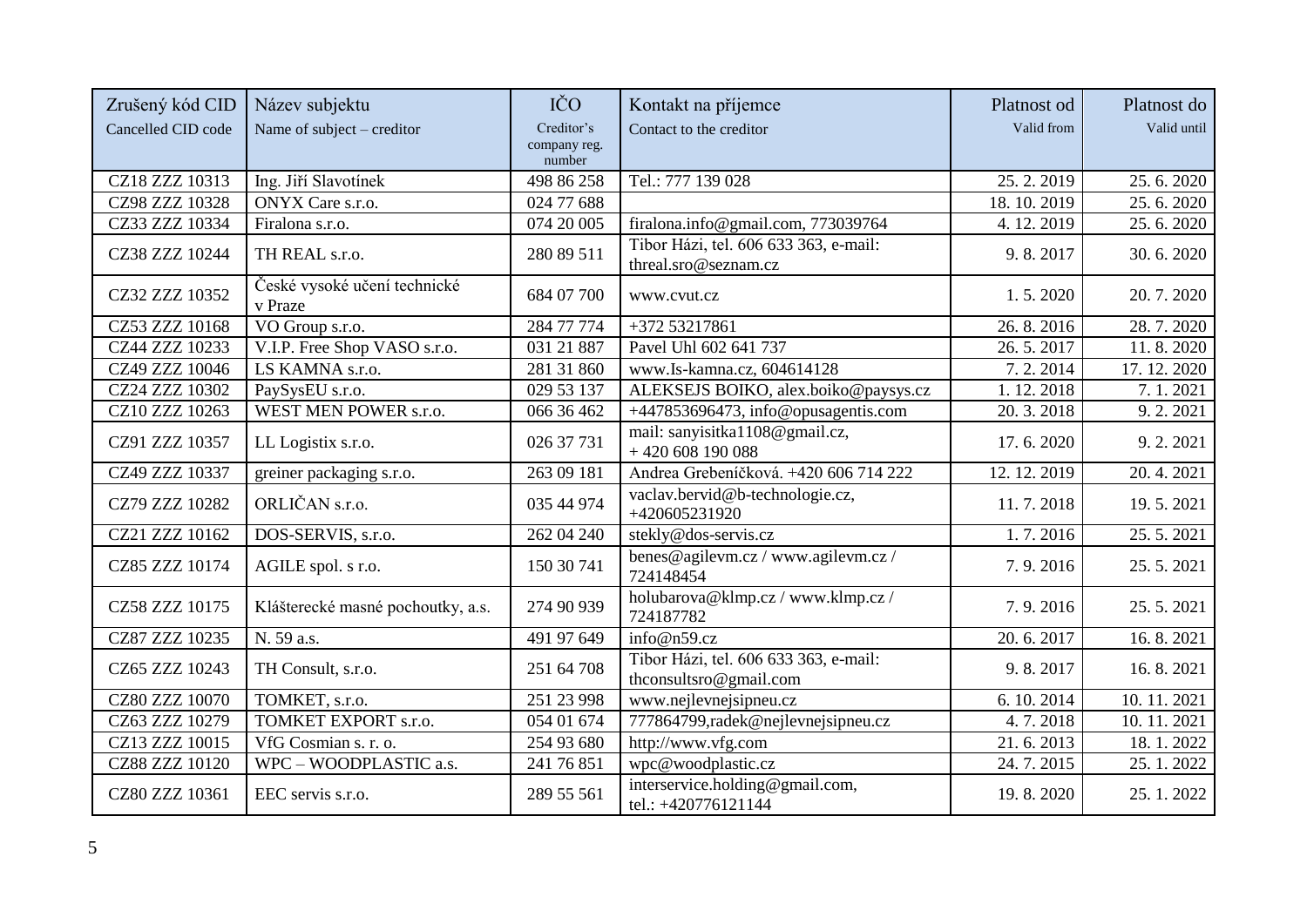| Zrušený kód CID<br>Cancelled CID code | Název subjektu<br>Name of subject – creditor | IČO<br>Creditor's company reg. number | Kontakt na příjemce<br>Contact to the creditor | Platnost od<br>Valid from | Platnost do<br>Valid until |
|---|---|---|---|---|---|
| CZ18 ZZZ 10313 | Ing. Jiří Slavotínek | 498 86 258 | Tel.: 777 139 028 | 25. 2. 2019 | 25. 6. 2020 |
| CZ98 ZZZ 10328 | ONYX Care s.r.o. | 024 77 688 | | 18. 10. 2019 | 25. 6. 2020 |
| CZ33 ZZZ 10334 | Firalona s.r.o. | 074 20 005 | firalona.info@gmail.com, 773039764 | 4. 12. 2019 | 25. 6. 2020 |
| CZ38 ZZZ 10244 | TH REAL s.r.o. | 280 89 511 | Tibor Házi, tel. 606 633 363, e-mail: threal.sro@seznam.cz | 9. 8. 2017 | 30. 6. 2020 |
| CZ32 ZZZ 10352 | České vysoké učení technické v Praze | 684 07 700 | www.cvut.cz | 1. 5. 2020 | 20. 7. 2020 |
| CZ53 ZZZ 10168 | VO Group s.r.o. | 284 77 774 | +372 53217861 | 26. 8. 2016 | 28. 7. 2020 |
| CZ44 ZZZ 10233 | V.I.P. Free Shop VASO s.r.o. | 031 21 887 | Pavel Uhl 602 641 737 | 26. 5. 2017 | 11. 8. 2020 |
| CZ49 ZZZ 10046 | LS KAMNA s.r.o. | 281 31 860 | www.Is-kamna.cz, 604614128 | 7. 2. 2014 | 17. 12. 2020 |
| CZ24 ZZZ 10302 | PaySysEU s.r.o. | 029 53 137 | ALEKSEJS BOIKO, alex.boiko@paysys.cz | 1. 12. 2018 | 7. 1. 2021 |
| CZ10 ZZZ 10263 | WEST MEN POWER s.r.o. | 066 36 462 | +447853696473, info@opusagentis.com | 20. 3. 2018 | 9. 2. 2021 |
| CZ91 ZZZ 10357 | LL Logistix s.r.o. | 026 37 731 | mail: sanyisitka1108@gmail.cz, + 420 608 190 088 | 17. 6. 2020 | 9. 2. 2021 |
| CZ49 ZZZ 10337 | greiner packaging s.r.o. | 263 09 181 | Andrea Grebeníčková. +420 606 714 222 | 12. 12. 2019 | 20. 4. 2021 |
| CZ79 ZZZ 10282 | ORLIČAN s.r.o. | 035 44 974 | vaclav.bervid@b-technologie.cz, +420605231920 | 11. 7. 2018 | 19. 5. 2021 |
| CZ21 ZZZ 10162 | DOS-SERVIS, s.r.o. | 262 04 240 | stekly@dos-servis.cz | 1. 7. 2016 | 25. 5. 2021 |
| CZ85 ZZZ 10174 | AGILE spol. s r.o. | 150 30 741 | benes@agilevm.cz / www.agilevm.cz / 724148454 | 7. 9. 2016 | 25. 5. 2021 |
| CZ58 ZZZ 10175 | Klášterecké masné pochoutky, a.s. | 274 90 939 | holubarova@klmp.cz / www.klmp.cz / 724187782 | 7. 9. 2016 | 25. 5. 2021 |
| CZ87 ZZZ 10235 | N. 59 a.s. | 491 97 649 | info@n59.cz | 20. 6. 2017 | 16. 8. 2021 |
| CZ65 ZZZ 10243 | TH Consult, s.r.o. | 251 64 708 | Tibor Házi, tel. 606 633 363, e-mail: thconsultsro@gmail.com | 9. 8. 2017 | 16. 8. 2021 |
| CZ80 ZZZ 10070 | TOMKET, s.r.o. | 251 23 998 | www.nejlevnejsipneu.cz | 6. 10. 2014 | 10. 11. 2021 |
| CZ63 ZZZ 10279 | TOMKET EXPORT s.r.o. | 054 01 674 | 777864799,radek@nejlevnejsipneu.cz | 4. 7. 2018 | 10. 11. 2021 |
| CZ13 ZZZ 10015 | VfG Cosmian s. r. o. | 254 93 680 | http://www.vfg.com | 21. 6. 2013 | 18. 1. 2022 |
| CZ88 ZZZ 10120 | WPC – WOODPLASTIC a.s. | 241 76 851 | wpc@woodplastic.cz | 24. 7. 2015 | 25. 1. 2022 |
| CZ80 ZZZ 10361 | EEC servis s.r.o. | 289 55 561 | interservice.holding@gmail.com, tel.: +420776121144 | 19. 8. 2020 | 25. 1. 2022 |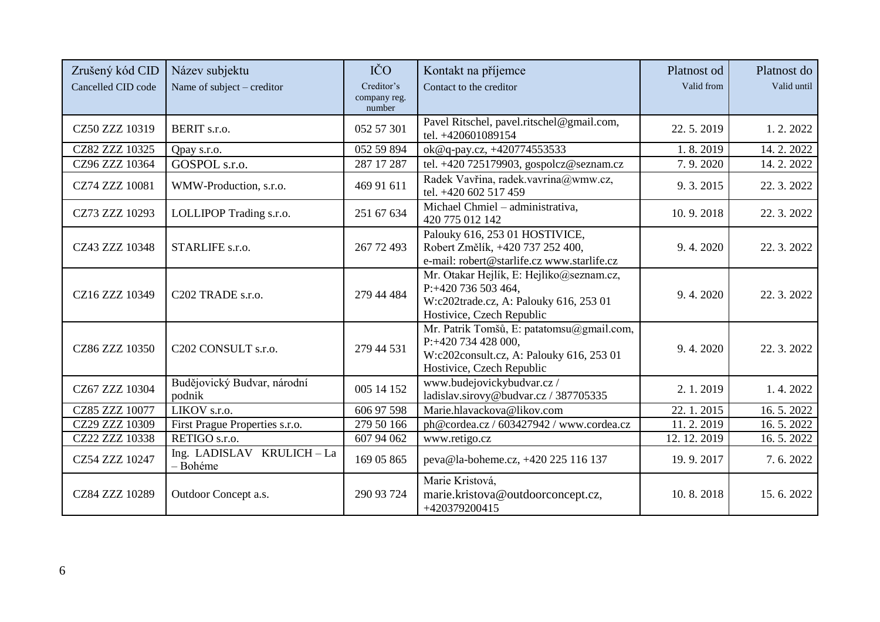| Zrušený kód CID<br>Cancelled CID code | Název subjektu<br>Name of subject – creditor | IČO<br>Creditor's company reg. number | Kontakt na příjemce<br>Contact to the creditor | Platnost od<br>Valid from | Platnost do<br>Valid until |
|---|---|---|---|---|---|
| CZ50 ZZZ 10319 | BERIT s.r.o. | 052 57 301 | Pavel Ritschel, pavel.ritschel@gmail.com, tel. +420601089154 | 22. 5. 2019 | 1. 2. 2022 |
| CZ82 ZZZ 10325 | Qpay s.r.o. | 052 59 894 | ok@q-pay.cz, +420774553533 | 1. 8. 2019 | 14. 2. 2022 |
| CZ96 ZZZ 10364 | GOSPOL s.r.o. | 287 17 287 | tel. +420 725179903, gospolcz@seznam.cz | 7. 9. 2020 | 14. 2. 2022 |
| CZ74 ZZZ 10081 | WMW-Production, s.r.o. | 469 91 611 | Radek Vavřina, radek.vavrina@wmw.cz, tel. +420 602 517 459 | 9. 3. 2015 | 22. 3. 2022 |
| CZ73 ZZZ 10293 | LOLLIPOP Trading s.r.o. | 251 67 634 | Michael Chmiel – administrativa, 420 775 012 142 | 10. 9. 2018 | 22. 3. 2022 |
| CZ43 ZZZ 10348 | STARLIFE s.r.o. | 267 72 493 | Palouky 616, 253 01 HOSTIVICE, Robert Změlík, +420 737 252 400, e-mail: robert@starlife.cz www.starlife.cz | 9. 4. 2020 | 22. 3. 2022 |
| CZ16 ZZZ 10349 | C202 TRADE s.r.o. | 279 44 484 | Mr. Otakar Hejlík, E: Hejliko@seznam.cz, P:+420 736 503 464, W:c202trade.cz, A: Palouky 616, 253 01 Hostivice, Czech Republic | 9. 4. 2020 | 22. 3. 2022 |
| CZ86 ZZZ 10350 | C202 CONSULT s.r.o. | 279 44 531 | Mr. Patrik Tomšů, E: patatomsu@gmail.com, P:+420 734 428 000, W:c202consult.cz, A: Palouky 616, 253 01 Hostivice, Czech Republic | 9. 4. 2020 | 22. 3. 2022 |
| CZ67 ZZZ 10304 | Budějovický Budvar, národní podnik | 005 14 152 | www.budejovickybudvar.cz / ladislav.sirovy@budvar.cz / 387705335 | 2. 1. 2019 | 1. 4. 2022 |
| CZ85 ZZZ 10077 | LIKOV s.r.o. | 606 97 598 | Marie.hlavackova@likov.com | 22. 1. 2015 | 16. 5. 2022 |
| CZ29 ZZZ 10309 | First Prague Properties s.r.o. | 279 50 166 | ph@cordea.cz / 603427942 / www.cordea.cz | 11. 2. 2019 | 16. 5. 2022 |
| CZ22 ZZZ 10338 | RETIGO s.r.o. | 607 94 062 | www.retigo.cz | 12. 12. 2019 | 16. 5. 2022 |
| CZ54 ZZZ 10247 | Ing. LADISLAV KRULICH – La – Bohéme | 169 05 865 | peva@la-boheme.cz, +420 225 116 137 | 19. 9. 2017 | 7. 6. 2022 |
| CZ84 ZZZ 10289 | Outdoor Concept a.s. | 290 93 724 | Marie Kristová, marie.kristova@outdoorconcept.cz, +420379200415 | 10. 8. 2018 | 15. 6. 2022 |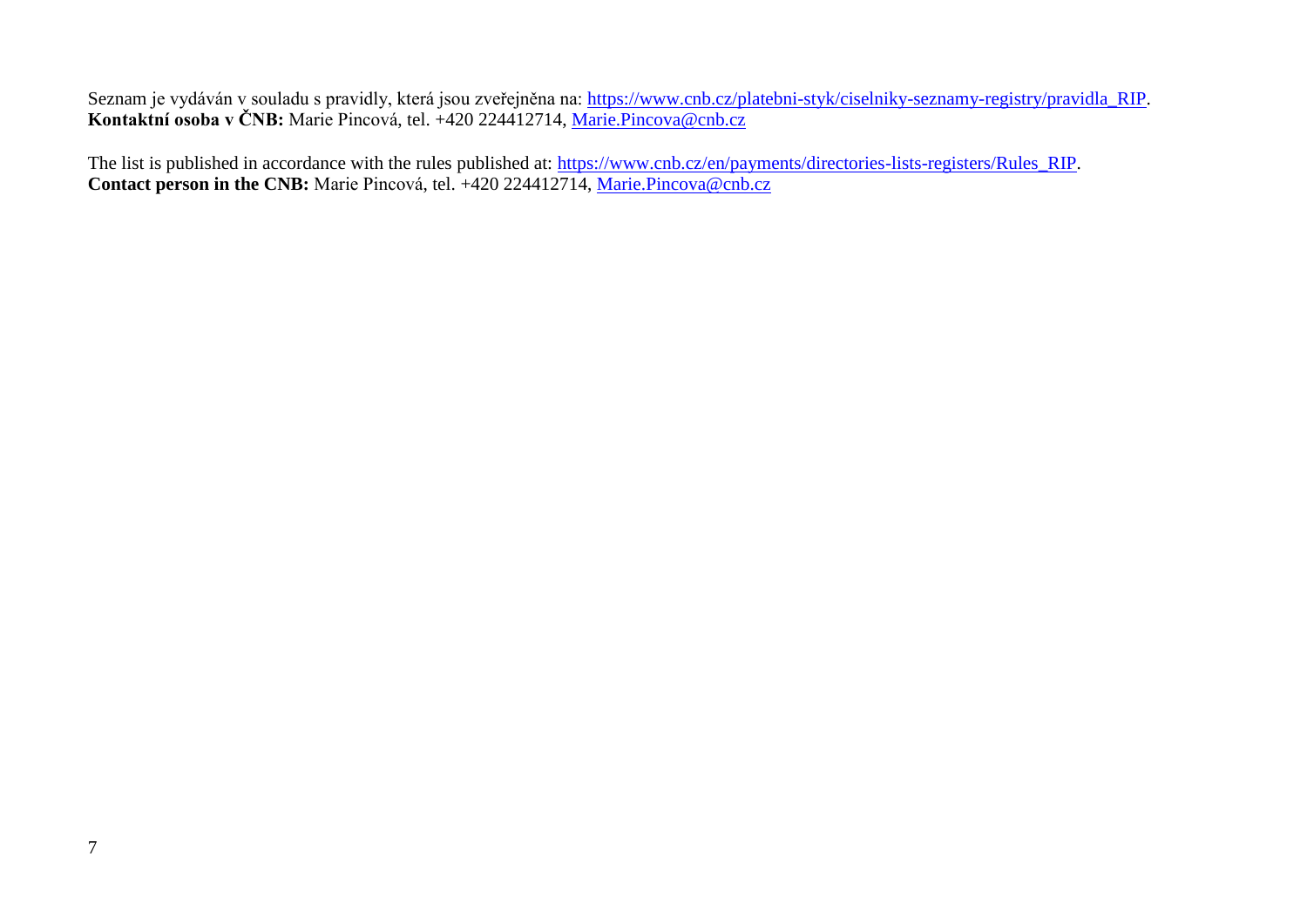Seznam je vydáván v souladu s pravidly, která jsou zveřejněna na: [https://www.cnb.cz/platebni-styk/ciselniky-seznamy-registry/pravidla_RIP](https://www.cnb.cz/platebni-styk/ciselniky-seznamy-registry/pravidla_RIP).
**Kontaktní osoba v ČNB:** Marie Pincová, tel. +420 224412714, [Marie.Pincova@cnb.cz](mailto:Marie.Pincova@cnb.cz)

The list is published in accordance with the rules published at: [https://www.cnb.cz/en/payments/directories-lists-registers/Rules_RIP](https://www.cnb.cz/en/payments/directories-lists-registers/Rules_RIP).
**Contact person in the CNB:** Marie Pincová, tel. +420 224412714, [Marie.Pincova@cnb.cz](mailto:Marie.Pincova@cnb.cz)